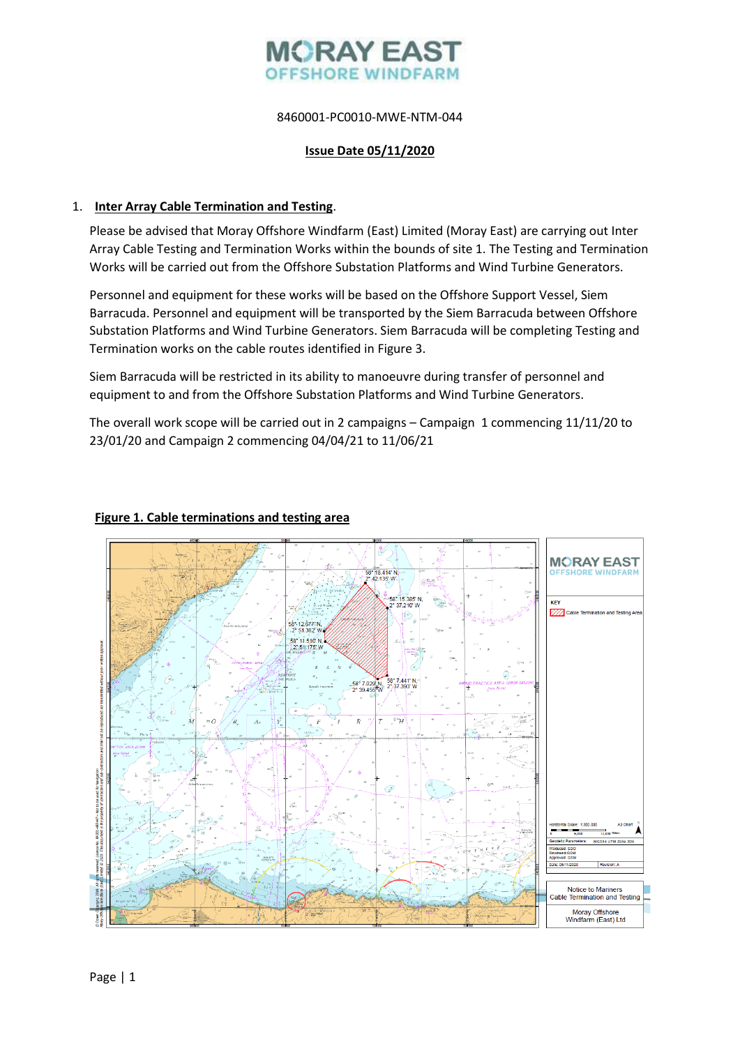# MORAY EAST OFFSHORE WINDFARM

8460001-PC0010-MWE-NTM-044

**Issue Date 05/11/2020**

1. **Inter Array Cable Termination and Testing**.

   Please be advised that Moray Offshore Windfarm (East) Limited (Moray East) are carrying out Inter Array Cable Testing and Termination Works within the bounds of site 1. The Testing and Termination Works will be carried out from the Offshore Substation Platforms and Wind Turbine Generators.

   Personnel and equipment for these works will be based on the Offshore Support Vessel, Siem Barracuda. Personnel and equipment will be transported by the Siem Barracuda between Offshore Substation Platforms and Wind Turbine Generators. Siem Barracuda will be completing Testing and Termination works on the cable routes identified in Figure 3.

   Siem Barracuda will be restricted in its ability to manoeuvre during transfer of personnel and equipment to and from the Offshore Substation Platforms and Wind Turbine Generators.

   The overall work scope will be carried out in 2 campaigns – Campaign 1 commencing 11/11/20 to 23/01/20 and Campaign 2 commencing 04/04/21 to 11/06/21

**Figure 1. Cable terminations and testing area**

58° 18.414' N, 2° 42.135' W
58° 15.305' N, 2° 37.210' W
58° 12.677' N, 2° 51.382' W
58° 11.510' N, 2° 51.175' W
58° 7.029' N, 2° 39.455' W
58° 7.441' N, 2° 37.393' W

MORAY EAST OFFSHORE WINDFARM

KEY
Cable Termination and Testing Area

Horizontal Scale: 1:300,000 A3 Chart
Geodetic Parameters: WGS84 UTM Zone 30N
Date: 05/11/2020 Revision: A

Notice to Mariners
Cable Termination and Testing

Moray Offshore Windfarm (East) Ltd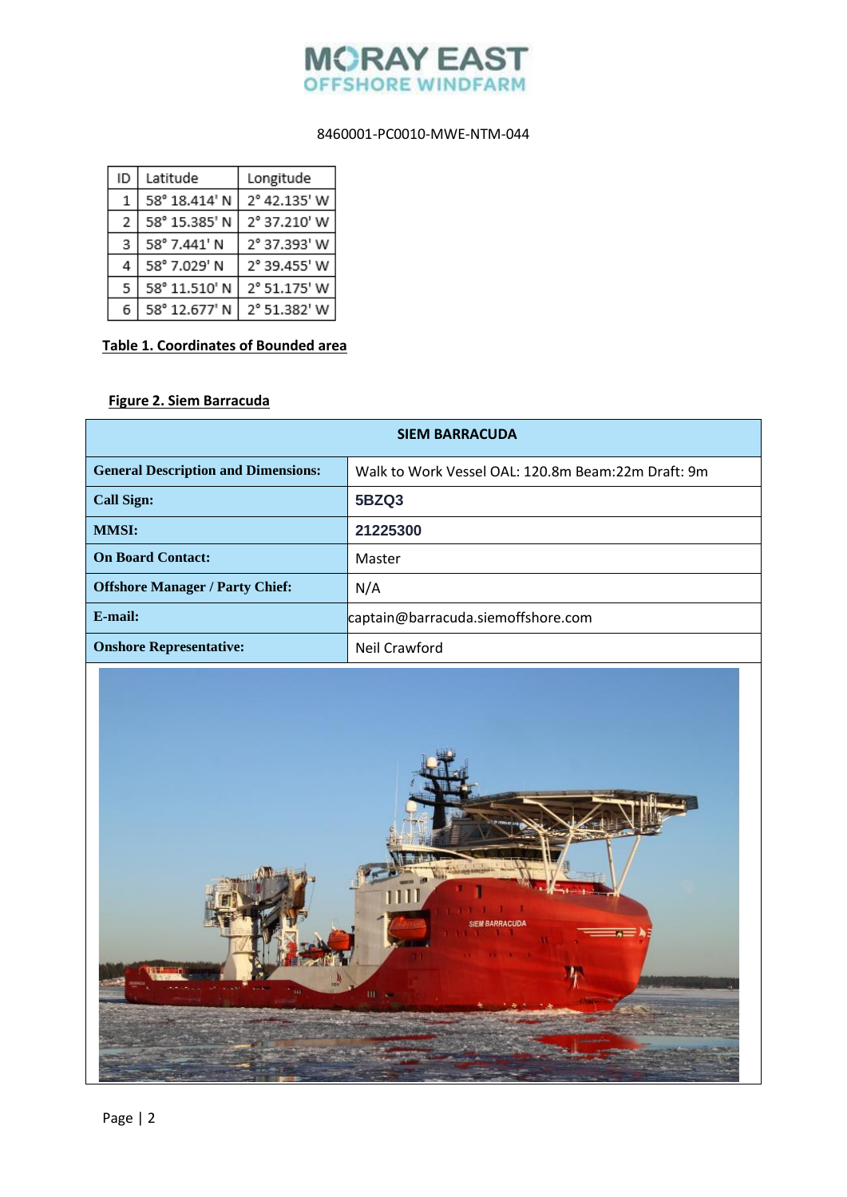8460001-PC0010-MWE-NTM-044

| ID | Latitude | Longitude |
|---|---|---|
| 1 | 58° 18.414' N | 2° 42.135' W |
| 2 | 58° 15.385' N | 2° 37.210' W |
| 3 | 58° 7.441' N | 2° 37.393' W |
| 4 | 58° 7.029' N | 2° 39.455' W |
| 5 | 58° 11.510' N | 2° 51.175' W |
| 6 | 58° 12.677' N | 2° 51.382' W |

**Table 1. Coordinates of Bounded area**

**Figure 2. Siem Barracuda**

| SIEM BARRACUDA | |
|---|---|
| **General Description and Dimensions:** | Walk to Work Vessel OAL: 120.8m Beam:22m Draft: 9m |
| **Call Sign:** | **5BZQ3** |
| **MMSI:** | **21225300** |
| **On Board Contact:** | Master |
| **Offshore Manager / Party Chief:** | N/A |
| **E-mail:** | captain@barracuda.siemoffshore.com |
| **Onshore Representative:** | Neil Crawford |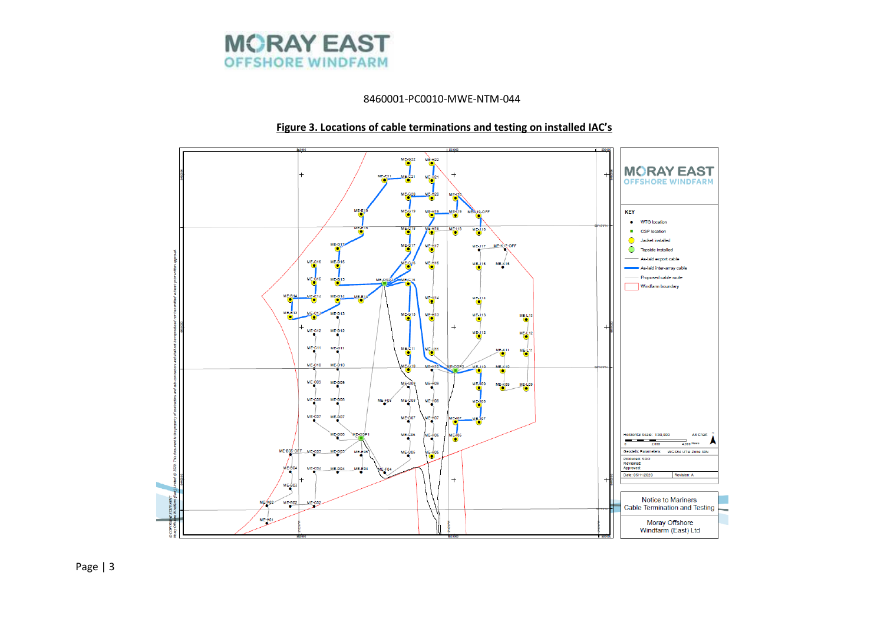8460001-PC0010-MWE-NTM-044

**Figure 3. Locations of cable terminations and testing on installed IAC's**

KEY

- WTG location
- OSP location
- Jacket installed
- Topside installed
- As-laid export cable
- As-laid inter-array cable
- Proposed cable route
- Windfarm boundary

Horizontal Scale: 1:90,000 A3 Chart

Geodetic Parameters: WGS84 UTM Zone 30N

Produced: SDO
Reviewed:
Approved:

Date: 03/11/2020 Revision: A

Notice to Mariners
Cable Termination and Testing

Moray Offshore
Windfarm (East) Ltd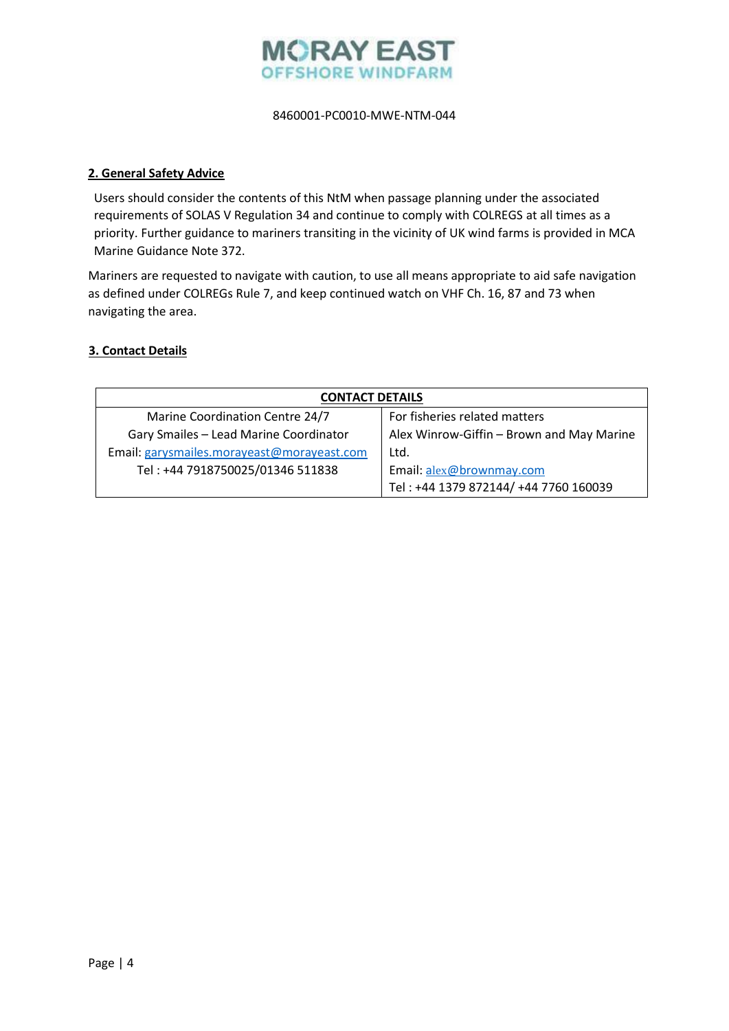8460001-PC0010-MWE-NTM-044

## 2. General Safety Advice

Users should consider the contents of this NtM when passage planning under the associated requirements of SOLAS V Regulation 34 and continue to comply with COLREGS at all times as a priority. Further guidance to mariners transiting in the vicinity of UK wind farms is provided in MCA Marine Guidance Note 372.

Mariners are requested to navigate with caution, to use all means appropriate to aid safe navigation as defined under COLREGs Rule 7, and keep continued watch on VHF Ch. 16, 87 and 73 when navigating the area.

## 3. Contact Details

| CONTACT DETAILS | |
|---|---|
| Marine Coordination Centre 24/7<br>Gary Smailes – Lead Marine Coordinator<br>Email: garysmailes.morayeast@morayeast.com<br>Tel : +44 7918750025/01346 511838 | For fisheries related matters<br>Alex Winrow-Giffin – Brown and May Marine Ltd.<br>Email: alex@brownmay.com<br>Tel : +44 1379 872144/ +44 7760 160039 |